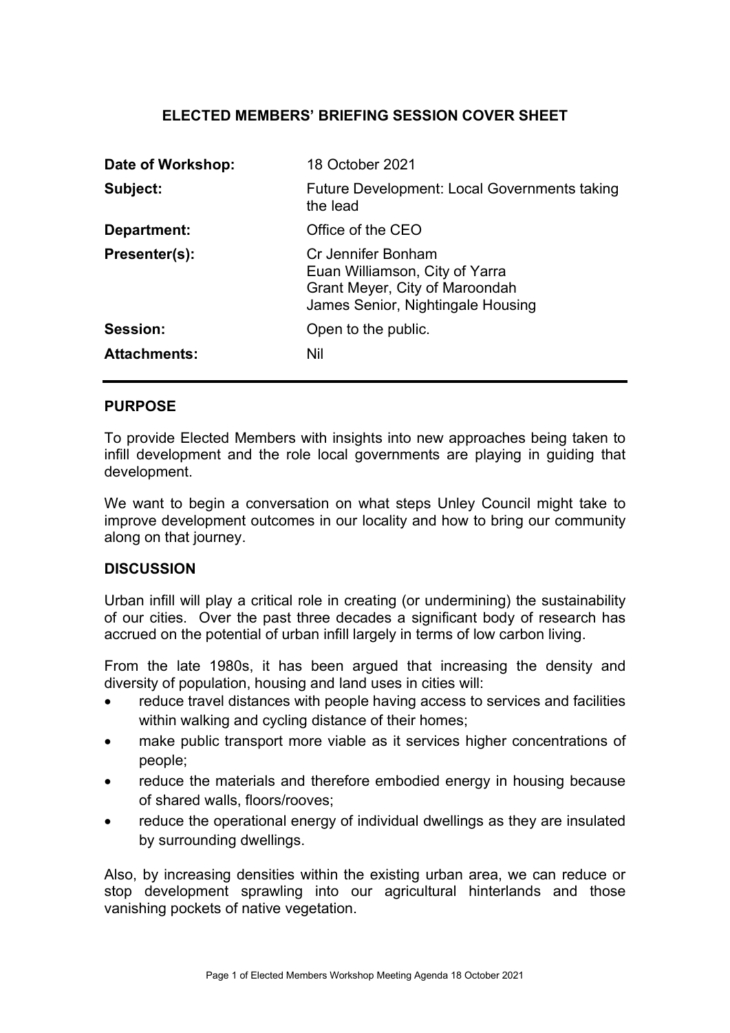# ELECTED MEMBERS' BRIEFING SESSION COVER SHEET

| | |
|---|---|
| **Date of Workshop:** | 18 October 2021 |
| **Subject:** | Future Development: Local Governments taking the lead |
| **Department:** | Office of the CEO |
| **Presenter(s):** | Cr Jennifer Bonham<br>Euan Williamson, City of Yarra<br>Grant Meyer, City of Maroondah<br>James Senior, Nightingale Housing |
| **Session:** | Open to the public. |
| **Attachments:** | Nil |

## PURPOSE

To provide Elected Members with insights into new approaches being taken to infill development and the role local governments are playing in guiding that development.

We want to begin a conversation on what steps Unley Council might take to improve development outcomes in our locality and how to bring our community along on that journey.

## DISCUSSION

Urban infill will play a critical role in creating (or undermining) the sustainability of our cities. Over the past three decades a significant body of research has accrued on the potential of urban infill largely in terms of low carbon living.

From the late 1980s, it has been argued that increasing the density and diversity of population, housing and land uses in cities will:

- reduce travel distances with people having access to services and facilities within walking and cycling distance of their homes;
- make public transport more viable as it services higher concentrations of people;
- reduce the materials and therefore embodied energy in housing because of shared walls, floors/rooves;
- reduce the operational energy of individual dwellings as they are insulated by surrounding dwellings.

Also, by increasing densities within the existing urban area, we can reduce or stop development sprawling into our agricultural hinterlands and those vanishing pockets of native vegetation.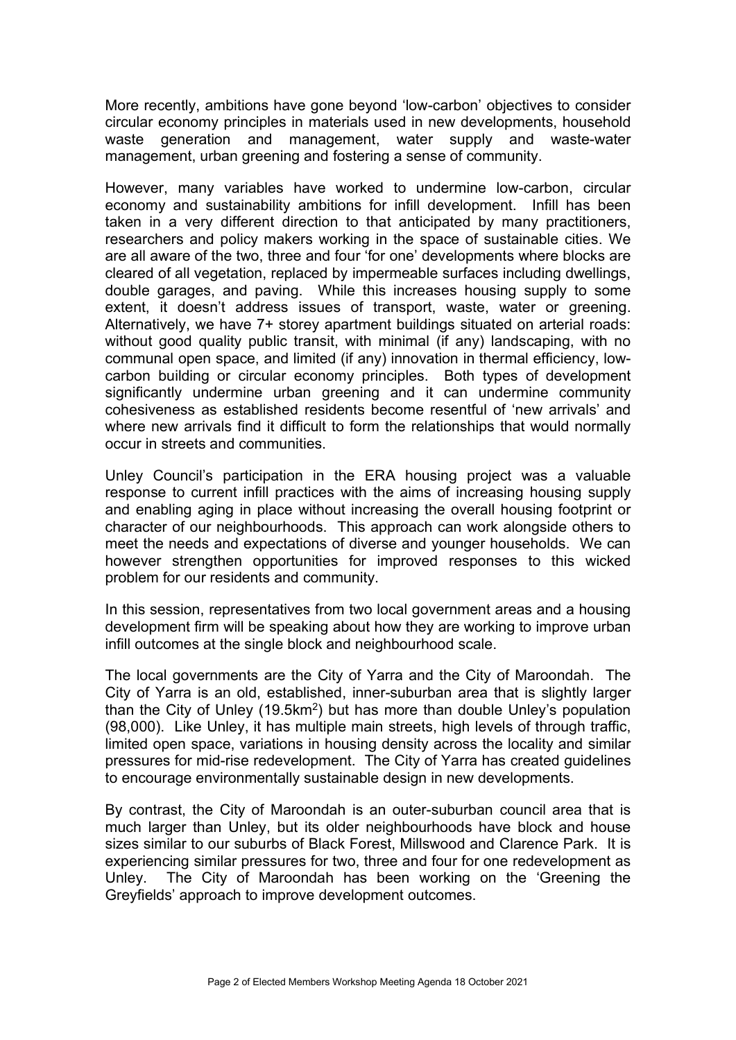More recently, ambitions have gone beyond 'low-carbon' objectives to consider circular economy principles in materials used in new developments, household waste generation and management, water supply and waste-water management, urban greening and fostering a sense of community.

However, many variables have worked to undermine low-carbon, circular economy and sustainability ambitions for infill development. Infill has been taken in a very different direction to that anticipated by many practitioners, researchers and policy makers working in the space of sustainable cities. We are all aware of the two, three and four 'for one' developments where blocks are cleared of all vegetation, replaced by impermeable surfaces including dwellings, double garages, and paving. While this increases housing supply to some extent, it doesn't address issues of transport, waste, water or greening. Alternatively, we have 7+ storey apartment buildings situated on arterial roads: without good quality public transit, with minimal (if any) landscaping, with no communal open space, and limited (if any) innovation in thermal efficiency, low-carbon building or circular economy principles. Both types of development significantly undermine urban greening and it can undermine community cohesiveness as established residents become resentful of 'new arrivals' and where new arrivals find it difficult to form the relationships that would normally occur in streets and communities.

Unley Council's participation in the ERA housing project was a valuable response to current infill practices with the aims of increasing housing supply and enabling aging in place without increasing the overall housing footprint or character of our neighbourhoods. This approach can work alongside others to meet the needs and expectations of diverse and younger households. We can however strengthen opportunities for improved responses to this wicked problem for our residents and community.

In this session, representatives from two local government areas and a housing development firm will be speaking about how they are working to improve urban infill outcomes at the single block and neighbourhood scale.

The local governments are the City of Yarra and the City of Maroondah. The City of Yarra is an old, established, inner-suburban area that is slightly larger than the City of Unley (19.5km$^2$) but has more than double Unley's population (98,000). Like Unley, it has multiple main streets, high levels of through traffic, limited open space, variations in housing density across the locality and similar pressures for mid-rise redevelopment. The City of Yarra has created guidelines to encourage environmentally sustainable design in new developments.

By contrast, the City of Maroondah is an outer-suburban council area that is much larger than Unley, but its older neighbourhoods have block and house sizes similar to our suburbs of Black Forest, Millswood and Clarence Park. It is experiencing similar pressures for two, three and four for one redevelopment as Unley. The City of Maroondah has been working on the 'Greening the Greyfields' approach to improve development outcomes.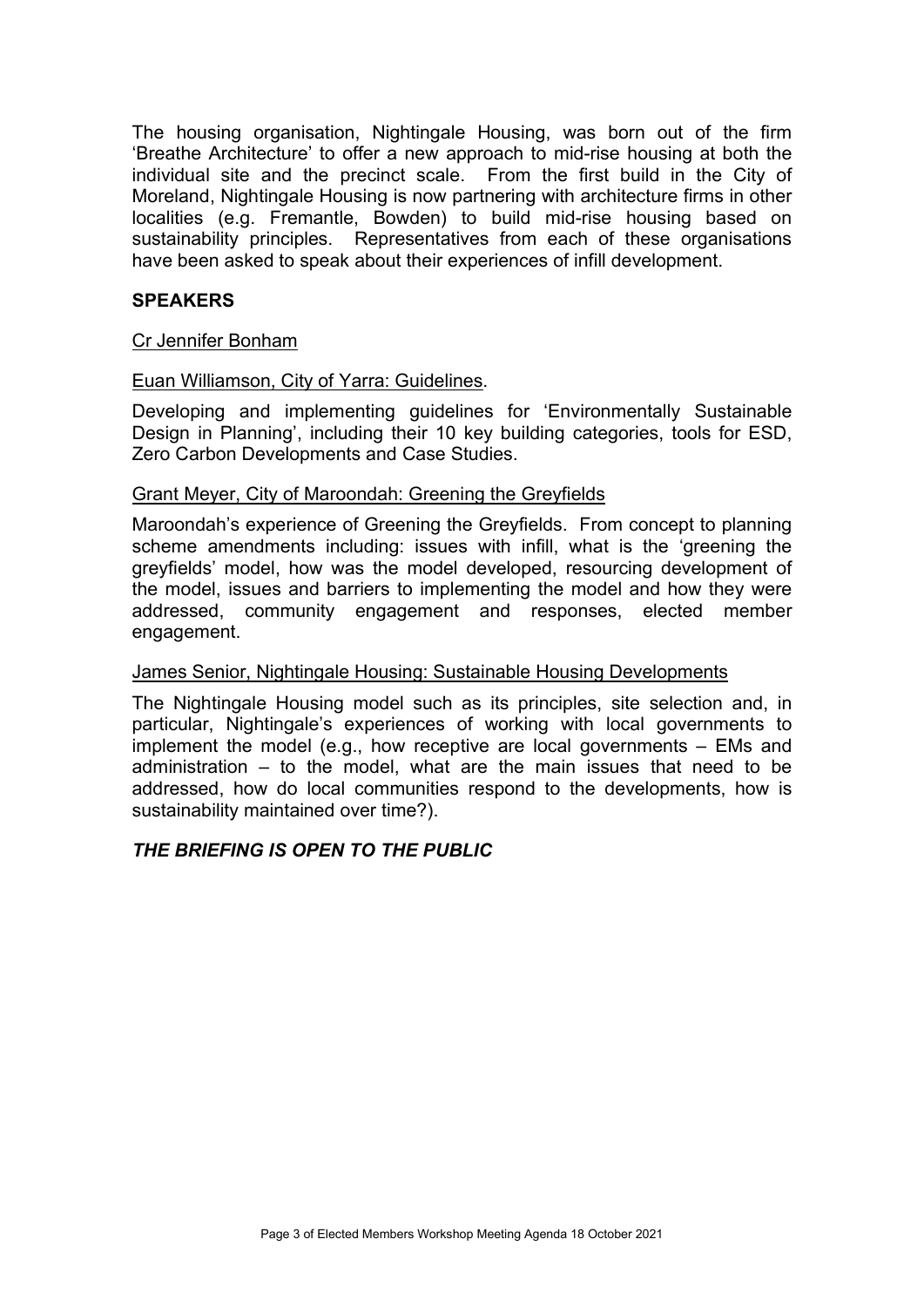The housing organisation, Nightingale Housing, was born out of the firm 'Breathe Architecture' to offer a new approach to mid-rise housing at both the individual site and the precinct scale. From the first build in the City of Moreland, Nightingale Housing is now partnering with architecture firms in other localities (e.g. Fremantle, Bowden) to build mid-rise housing based on sustainability principles. Representatives from each of these organisations have been asked to speak about their experiences of infill development.

## SPEAKERS

Cr Jennifer Bonham

Euan Williamson, City of Yarra: Guidelines.

Developing and implementing guidelines for 'Environmentally Sustainable Design in Planning', including their 10 key building categories, tools for ESD, Zero Carbon Developments and Case Studies.

Grant Meyer, City of Maroondah: Greening the Greyfields

Maroondah's experience of Greening the Greyfields. From concept to planning scheme amendments including: issues with infill, what is the 'greening the greyfields' model, how was the model developed, resourcing development of the model, issues and barriers to implementing the model and how they were addressed, community engagement and responses, elected member engagement.

James Senior, Nightingale Housing: Sustainable Housing Developments

The Nightingale Housing model such as its principles, site selection and, in particular, Nightingale's experiences of working with local governments to implement the model (e.g., how receptive are local governments – EMs and administration – to the model, what are the main issues that need to be addressed, how do local communities respond to the developments, how is sustainability maintained over time?).

***THE BRIEFING IS OPEN TO THE PUBLIC***